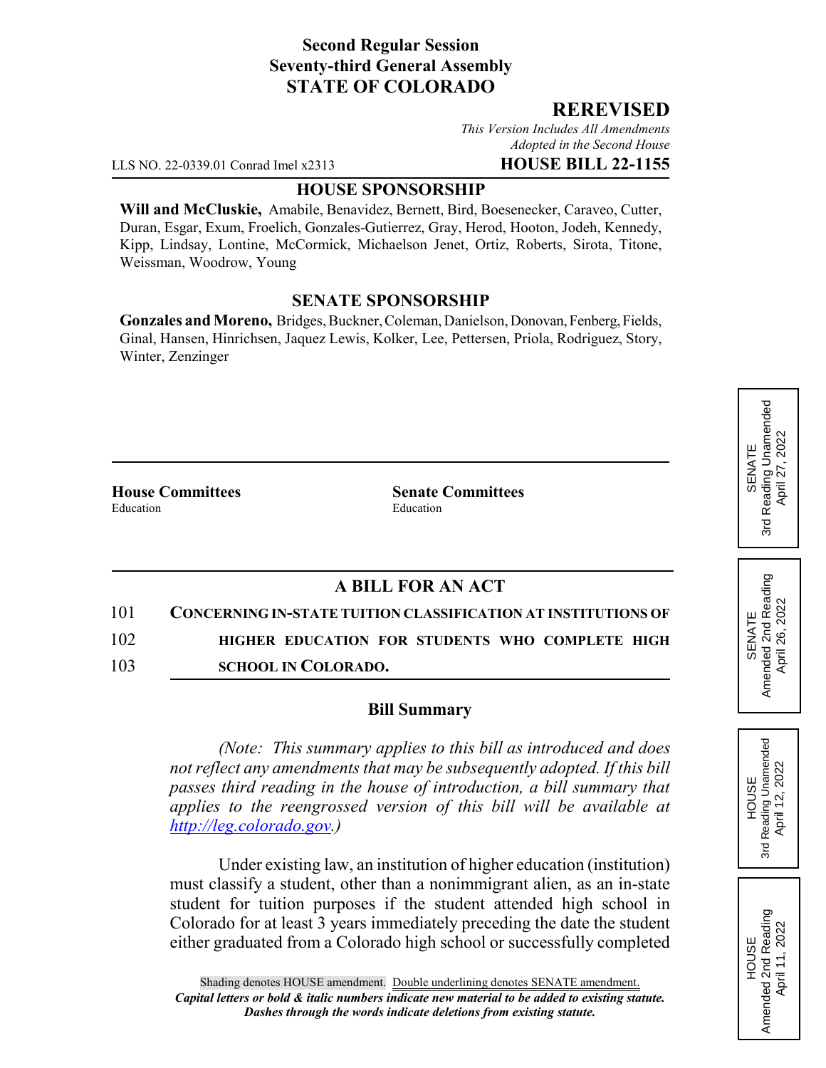**Second Regular Session**
**Seventy-third General Assembly**
**STATE OF COLORADO**

**REREVISED**

*This Version Includes All Amendments Adopted in the Second House*

LLS NO. 22-0339.01 Conrad Imel x2313 **HOUSE BILL 22-1155**

## HOUSE SPONSORSHIP

**Will and McCluskie,** Amabile, Benavidez, Bernett, Bird, Boesenecker, Caraveo, Cutter, Duran, Esgar, Exum, Froelich, Gonzales-Gutierrez, Gray, Herod, Hooton, Jodeh, Kennedy, Kipp, Lindsay, Lontine, McCormick, Michaelson Jenet, Ortiz, Roberts, Sirota, Titone, Weissman, Woodrow, Young

## SENATE SPONSORSHIP

**Gonzales and Moreno,** Bridges, Buckner, Coleman, Danielson, Donovan, Fenberg, Fields, Ginal, Hansen, Hinrichsen, Jaquez Lewis, Kolker, Lee, Pettersen, Priola, Rodriguez, Story, Winter, Zenzinger

**House Committees**
Education

**Senate Committees**
Education

SENATE 3rd Reading Unamended April 27, 2022

SENATE Amended 2nd Reading April 26, 2022

HOUSE 3rd Reading Unamended April 12, 2022

HOUSE Amended 2nd Reading April 11, 2022

## A BILL FOR AN ACT

101 **CONCERNING IN-STATE TUITION CLASSIFICATION AT INSTITUTIONS OF**
102 **HIGHER EDUCATION FOR STUDENTS WHO COMPLETE HIGH**
103 **SCHOOL IN COLORADO.**

### Bill Summary

*(Note: This summary applies to this bill as introduced and does not reflect any amendments that may be subsequently adopted. If this bill passes third reading in the house of introduction, a bill summary that applies to the reengrossed version of this bill will be available at http://leg.colorado.gov.)*

Under existing law, an institution of higher education (institution) must classify a student, other than a nonimmigrant alien, as an in-state student for tuition purposes if the student attended high school in Colorado for at least 3 years immediately preceding the date the student either graduated from a Colorado high school or successfully completed

Shading denotes HOUSE amendment. Double underlining denotes SENATE amendment.
***Capital letters or bold & italic numbers indicate new material to be added to existing statute.***
***Dashes through the words indicate deletions from existing statute.***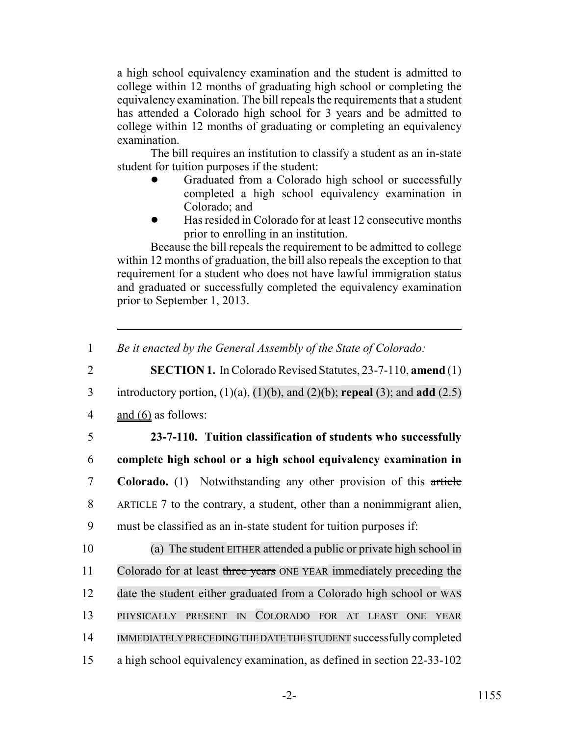a high school equivalency examination and the student is admitted to college within 12 months of graduating high school or completing the equivalency examination. The bill repeals the requirements that a student has attended a Colorado high school for 3 years and be admitted to college within 12 months of graduating or completing an equivalency examination.

The bill requires an institution to classify a student as an in-state student for tuition purposes if the student:

- Graduated from a Colorado high school or successfully completed a high school equivalency examination in Colorado; and
- Has resided in Colorado for at least 12 consecutive months prior to enrolling in an institution.

Because the bill repeals the requirement to be admitted to college within 12 months of graduation, the bill also repeals the exception to that requirement for a student who does not have lawful immigration status and graduated or successfully completed the equivalency examination prior to September 1, 2013.

---

1 *Be it enacted by the General Assembly of the State of Colorado:*

2 **SECTION 1.** In Colorado Revised Statutes, 23-7-110, **amend** (1)

3 introductory portion, (1)(a), (1)(b), and (2)(b); **repeal** (3); and **add** (2.5)

4 and (6) as follows:

5 **23-7-110. Tuition classification of students who successfully**

6 **complete high school or a high school equivalency examination in**

7 **Colorado.** (1) Notwithstanding any other provision of this ~~article~~

8 ARTICLE 7 to the contrary, a student, other than a nonimmigrant alien,

9 must be classified as an in-state student for tuition purposes if:

10 (a) The student EITHER attended a public or private high school in

11 Colorado for at least ~~three years~~ ONE YEAR immediately preceding the

12 date the student ~~either~~ graduated from a Colorado high school or WAS

13 PHYSICALLY PRESENT IN COLORADO FOR AT LEAST ONE YEAR

14 IMMEDIATELY PRECEDING THE DATE THE STUDENT successfully completed

15 a high school equivalency examination, as defined in section 22-33-102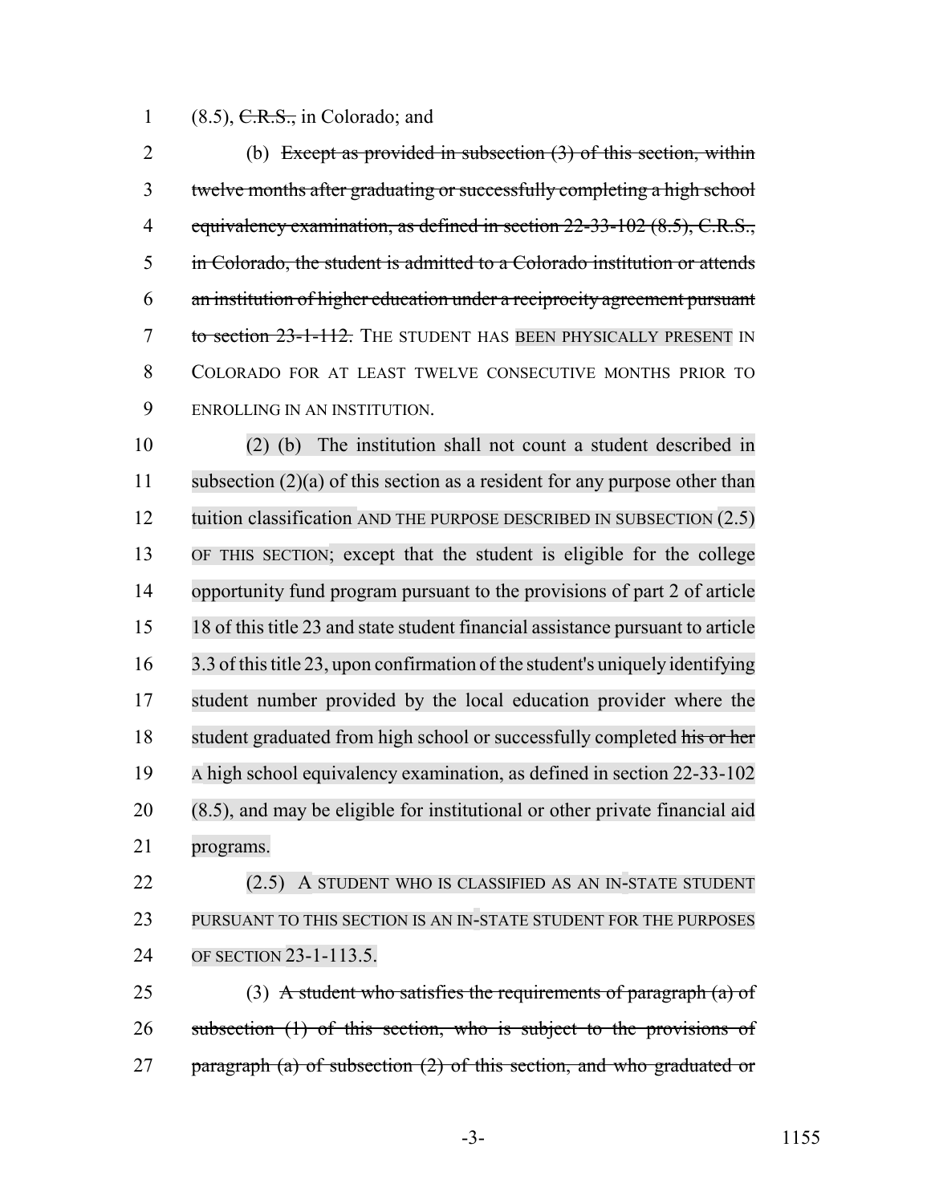(8.5), ~~C.R.S.,~~ in Colorado; and

(b) ~~Except as provided in subsection (3) of this section, within twelve months after graduating or successfully completing a high school equivalency examination, as defined in section 22-33-102 (8.5), C.R.S., in Colorado, the student is admitted to a Colorado institution or attends an institution of higher education under a reciprocity agreement pursuant to section 23-1-112.~~ THE STUDENT HAS BEEN PHYSICALLY PRESENT IN COLORADO FOR AT LEAST TWELVE CONSECUTIVE MONTHS PRIOR TO ENROLLING IN AN INSTITUTION.

(2) (b) The institution shall not count a student described in subsection (2)(a) of this section as a resident for any purpose other than tuition classification AND THE PURPOSE DESCRIBED IN SUBSECTION (2.5) OF THIS SECTION; except that the student is eligible for the college opportunity fund program pursuant to the provisions of part 2 of article 18 of this title 23 and state student financial assistance pursuant to article 3.3 of this title 23, upon confirmation of the student's uniquely identifying student number provided by the local education provider where the student graduated from high school or successfully completed ~~his or her~~ A high school equivalency examination, as defined in section 22-33-102 (8.5), and may be eligible for institutional or other private financial aid programs.

(2.5) A STUDENT WHO IS CLASSIFIED AS AN IN-STATE STUDENT PURSUANT TO THIS SECTION IS AN IN-STATE STUDENT FOR THE PURPOSES OF SECTION 23-1-113.5.

(3) ~~A student who satisfies the requirements of paragraph (a) of subsection (1) of this section, who is subject to the provisions of paragraph (a) of subsection (2) of this section, and who graduated or~~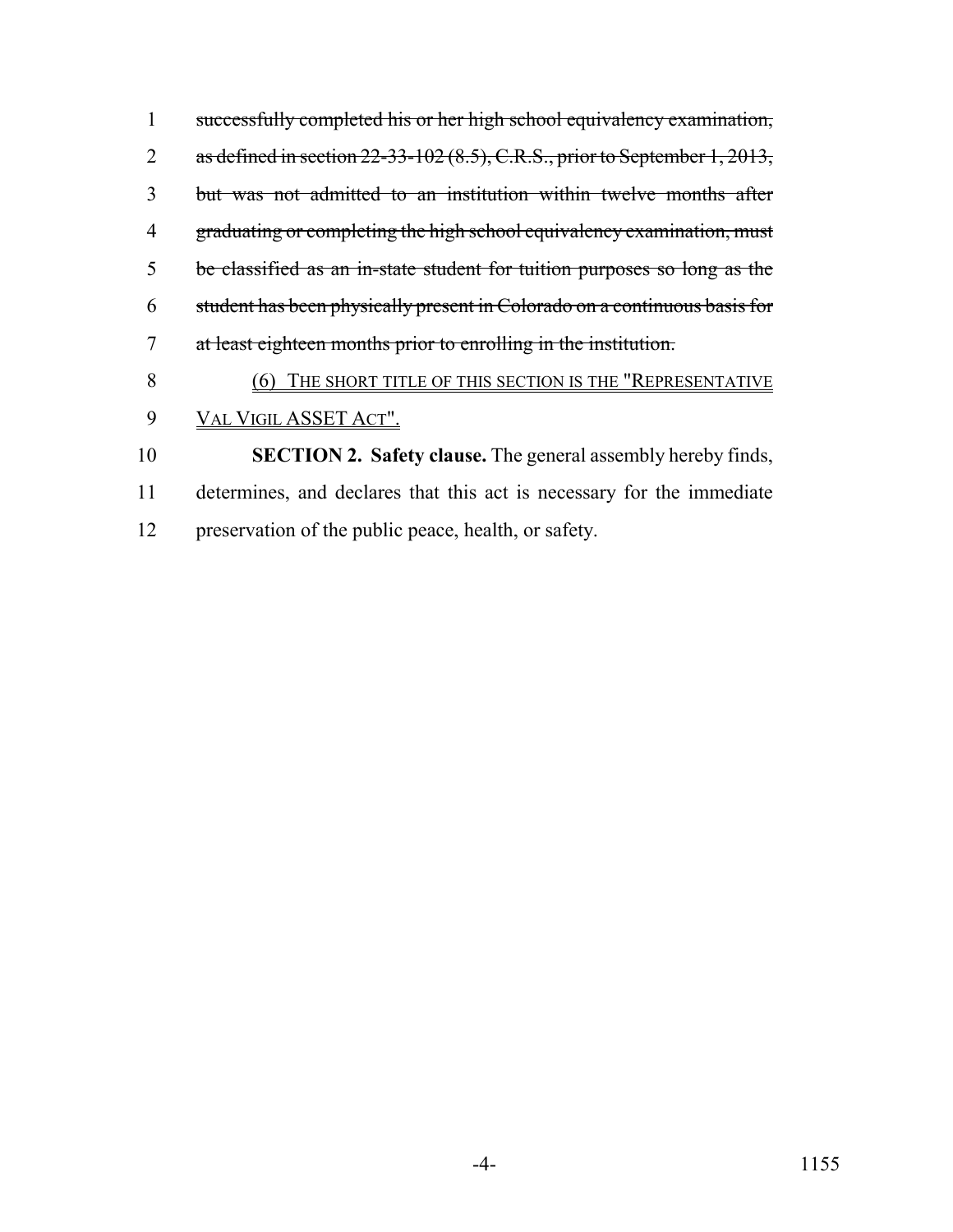~~successfully completed his or her high school equivalency examination, as defined in section 22-33-102 (8.5), C.R.S., prior to September 1, 2013, but was not admitted to an institution within twelve months after graduating or completing the high school equivalency examination, must be classified as an in-state student for tuition purposes so long as the student has been physically present in Colorado on a continuous basis for at least eighteen months prior to enrolling in the institution.~~

(6) THE SHORT TITLE OF THIS SECTION IS THE "REPRESENTATIVE VAL VIGIL ASSET ACT".

**SECTION 2. Safety clause.** The general assembly hereby finds, determines, and declares that this act is necessary for the immediate preservation of the public peace, health, or safety.